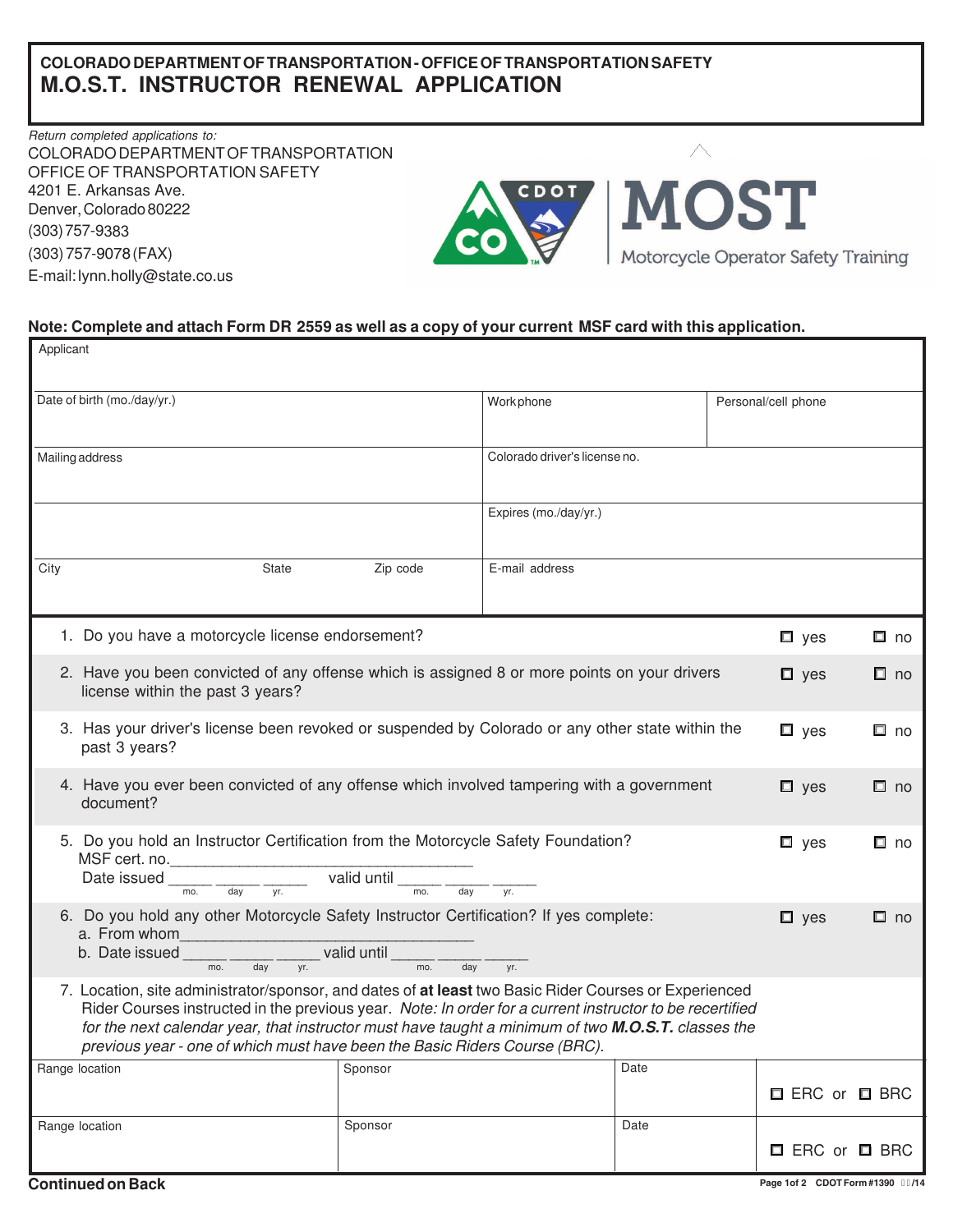**COLORADO DEPARTMENT OF TRANSPORTATION - OFFICE OF TRANSPORTATION SAFETY**

# M.O.S.T. INSTRUCTOR RENEWAL APPLICATION

*Return completed applications to:*
COLORADO DEPARTMENT OF TRANSPORTATION
OFFICE OF TRANSPORTATION SAFETY
4201 E. Arkansas Ave.
Denver, Colorado 80222
(303) 757-9383
(303) 757-9078 (FAX)
E-mail: lynn.holly@state.co.us

CDOT CO MOST Motorcycle Operator Safety Training

**Note: Complete and attach Form DR 2559 as well as a copy of your current MSF card with this application.**

| | | | | |
|---|---|---|---|---|
| Applicant | | | | |
| Date of birth (mo./day/yr.) | | | Work phone | Personal/cell phone |
| Mailing address | | | Colorado driver's license no. | |
| | | | Expires (mo./day/yr.) | |
| City | State | Zip code | E-mail address | |

| | | |
|---|---|---|
| 1. Do you have a motorcycle license endorsement? | ☐ yes | ☐ no |
| 2. Have you been convicted of any offense which is assigned 8 or more points on your drivers license within the past 3 years? | ☐ yes | ☐ no |
| 3. Has your driver's license been revoked or suspended by Colorado or any other state within the past 3 years? | ☐ yes | ☐ no |
| 4. Have you ever been convicted of any offense which involved tampering with a government document? | ☐ yes | ☐ no |
| 5. Do you hold an Instructor Certification from the Motorcycle Safety Foundation? MSF cert. no.________ Date issued ____ ____ ____ (mo. day yr.) valid until ____ ____ ____ (mo. day yr.) | ☐ yes | ☐ no |
| 6. Do you hold any other Motorcycle Safety Instructor Certification? If yes complete: a. From whom________ b. Date issued ____ ____ ____ (mo. day yr.) valid until ____ ____ ____ (mo. day yr.) | ☐ yes | ☐ no |

7. Location, site administrator/sponsor, and dates of **at least** two Basic Rider Courses or Experienced Rider Courses instructed in the previous year. *Note: In order for a current instructor to be recertified for the next calendar year, that instructor must have taught a minimum of two* ***M.O.S.T.*** *classes the previous year - one of which must have been the Basic Riders Course (BRC).*

| Range location | Sponsor | Date | |
|---|---|---|---|
| | | | ☐ ERC or ☐ BRC |
| | | | ☐ ERC or ☐ BRC |

**Continued on Back**

CDOT Form #1390 /14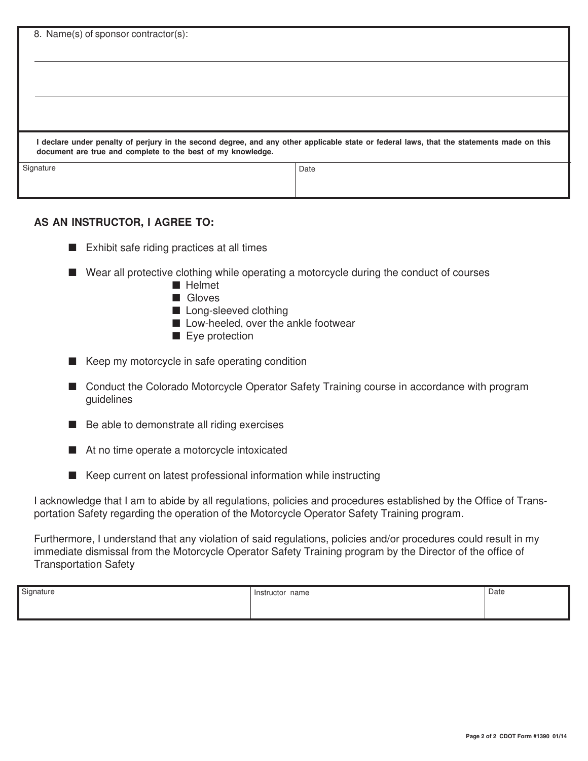8. Name(s) of sponsor contractor(s):

**I declare under penalty of perjury in the second degree, and any other applicable state or federal laws, that the statements made on this document are true and complete to the best of my knowledge.**

| Signature | Date |
|---|---|
| | |

## AS AN INSTRUCTOR, I AGREE TO:

- Exhibit safe riding practices at all times
- Wear all protective clothing while operating a motorcycle during the conduct of courses
  - Helmet
  - Gloves
  - Long-sleeved clothing
  - Low-heeled, over the ankle footwear
  - Eye protection
- Keep my motorcycle in safe operating condition
- Conduct the Colorado Motorcycle Operator Safety Training course in accordance with program guidelines
- Be able to demonstrate all riding exercises
- At no time operate a motorcycle intoxicated
- Keep current on latest professional information while instructing

I acknowledge that I am to abide by all regulations, policies and procedures established by the Office of Transportation Safety regarding the operation of the Motorcycle Operator Safety Training program.

Furthermore, I understand that any violation of said regulations, policies and/or procedures could result in my immediate dismissal from the Motorcycle Operator Safety Training program by the Director of the office of Transportation Safety

| Signature | Instructor name | Date |
|---|---|---|
| | | |

CDOT Form #1390 01/14